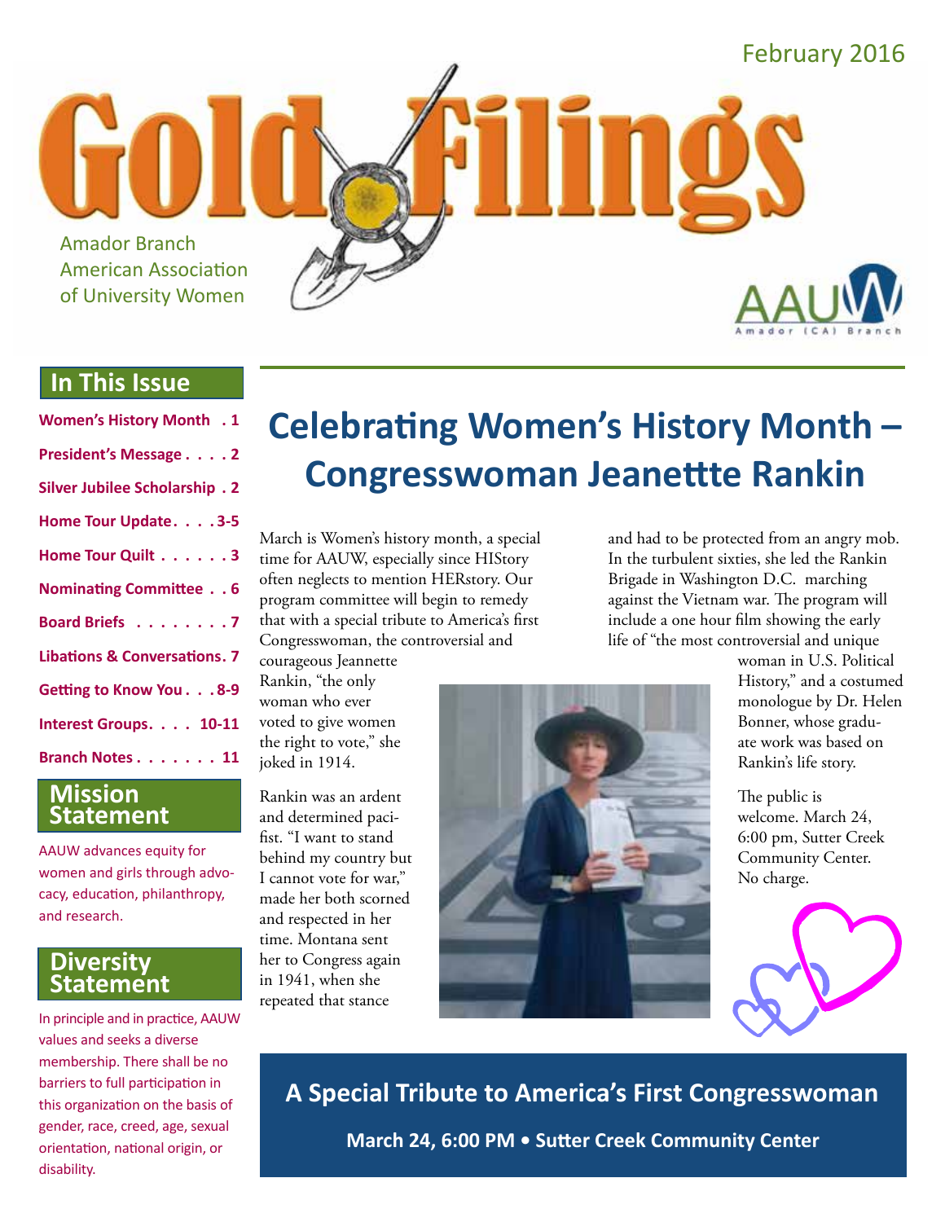February 2016

# Gold Filings

Amador Branch
American Association
of University Women

AAUW Amador (CA) Branch

## In This Issue

- Women's History Month . 1
- President's Message . . . . 2
- Silver Jubilee Scholarship . 2
- Home Tour Update. . . . 3-5
- Home Tour Quilt . . . . . . 3
- Nominating Committee . . 6
- Board Briefs . . . . . . . . 7
- Libations & Conversations. 7
- Getting to Know You . . . 8-9
- Interest Groups. . . . 10-11
- Branch Notes . . . . . . . 11

## Mission Statement

AAUW advances equity for women and girls through advocacy, education, philanthropy, and research.

## Diversity Statement

In principle and in practice, AAUW values and seeks a diverse membership. There shall be no barriers to full participation in this organization on the basis of gender, race, creed, age, sexual orientation, national origin, or disability.

# Celebrating Women's History Month – Congresswoman Jeanette Rankin

March is Women's history month, a special time for AAUW, especially since HIStory often neglects to mention HERstory. Our program committee will begin to remedy that with a special tribute to America's first Congresswoman, the controversial and courageous Jeannette Rankin, "the only woman who ever voted to give women the right to vote," she joked in 1914.

Rankin was an ardent and determined pacifist. "I want to stand behind my country but I cannot vote for war," made her both scorned and respected in her time. Montana sent her to Congress again in 1941, when she repeated that stance and had to be protected from an angry mob. In the turbulent sixties, she led the Rankin Brigade in Washington D.C. marching against the Vietnam war. The program will include a one hour film showing the early life of "the most controversial and unique woman in U.S. Political History," and a costumed monologue by Dr. Helen Bonner, whose graduate work was based on Rankin's life story.

The public is welcome. March 24, 6:00 pm, Sutter Creek Community Center. No charge.

## A Special Tribute to America's First Congresswoman

**March 24, 6:00 PM • Sutter Creek Community Center**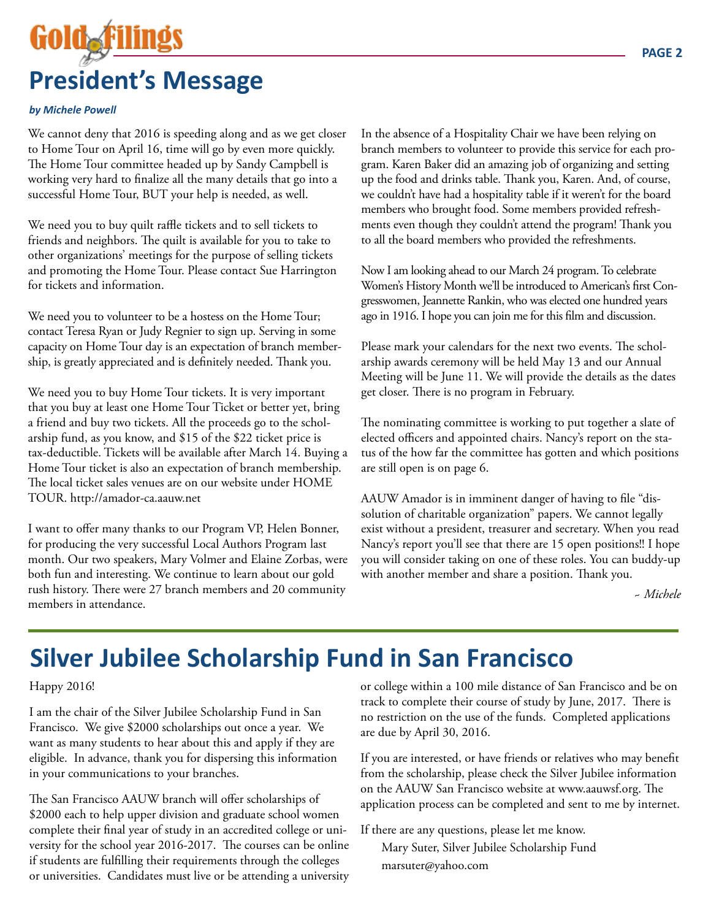# President's Message

***by Michele Powell***

We cannot deny that 2016 is speeding along and as we get closer to Home Tour on April 16, time will go by even more quickly. The Home Tour committee headed up by Sandy Campbell is working very hard to finalize all the many details that go into a successful Home Tour, BUT your help is needed, as well.

We need you to buy quilt raffle tickets and to sell tickets to friends and neighbors. The quilt is available for you to take to other organizations' meetings for the purpose of selling tickets and promoting the Home Tour. Please contact Sue Harrington for tickets and information.

We need you to volunteer to be a hostess on the Home Tour; contact Teresa Ryan or Judy Regnier to sign up. Serving in some capacity on Home Tour day is an expectation of branch membership, is greatly appreciated and is definitely needed. Thank you.

We need you to buy Home Tour tickets. It is very important that you buy at least one Home Tour Ticket or better yet, bring a friend and buy two tickets. All the proceeds go to the scholarship fund, as you know, and $15 of the $22 ticket price is tax-deductible. Tickets will be available after March 14. Buying a Home Tour ticket is also an expectation of branch membership. The local ticket sales venues are on our website under HOME TOUR. http://amador-ca.aauw.net

I want to offer many thanks to our Program VP, Helen Bonner, for producing the very successful Local Authors Program last month. Our two speakers, Mary Volmer and Elaine Zorbas, were both fun and interesting. We continue to learn about our gold rush history. There were 27 branch members and 20 community members in attendance.

In the absence of a Hospitality Chair we have been relying on branch members to volunteer to provide this service for each program. Karen Baker did an amazing job of organizing and setting up the food and drinks table. Thank you, Karen. And, of course, we couldn't have had a hospitality table if it weren't for the board members who brought food. Some members provided refreshments even though they couldn't attend the program! Thank you to all the board members who provided the refreshments.

Now I am looking ahead to our March 24 program. To celebrate Women's History Month we'll be introduced to American's first Congresswomen, Jeannette Rankin, who was elected one hundred years ago in 1916. I hope you can join me for this film and discussion.

Please mark your calendars for the next two events. The scholarship awards ceremony will be held May 13 and our Annual Meeting will be June 11. We will provide the details as the dates get closer. There is no program in February.

The nominating committee is working to put together a slate of elected officers and appointed chairs. Nancy's report on the status of the how far the committee has gotten and which positions are still open is on page 6.

AAUW Amador is in imminent danger of having to file "dissolution of charitable organization" papers. We cannot legally exist without a president, treasurer and secretary. When you read Nancy's report you'll see that there are 15 open positions!! I hope you will consider taking on one of these roles. You can buddy-up with another member and share a position. Thank you.

*~ Michele*

# Silver Jubilee Scholarship Fund in San Francisco

Happy 2016!

I am the chair of the Silver Jubilee Scholarship Fund in San Francisco. We give $2000 scholarships out once a year. We want as many students to hear about this and apply if they are eligible. In advance, thank you for dispersing this information in your communications to your branches.

The San Francisco AAUW branch will offer scholarships of $2000 each to help upper division and graduate school women complete their final year of study in an accredited college or university for the school year 2016-2017. The courses can be online if students are fulfilling their requirements through the colleges or universities. Candidates must live or be attending a university or college within a 100 mile distance of San Francisco and be on track to complete their course of study by June, 2017. There is no restriction on the use of the funds. Completed applications are due by April 30, 2016.

If you are interested, or have friends or relatives who may benefit from the scholarship, please check the Silver Jubilee information on the AAUW San Francisco website at www.aauwsf.org. The application process can be completed and sent to me by internet.

If there are any questions, please let me know.

Mary Suter, Silver Jubilee Scholarship Fund
marsuter@yahoo.com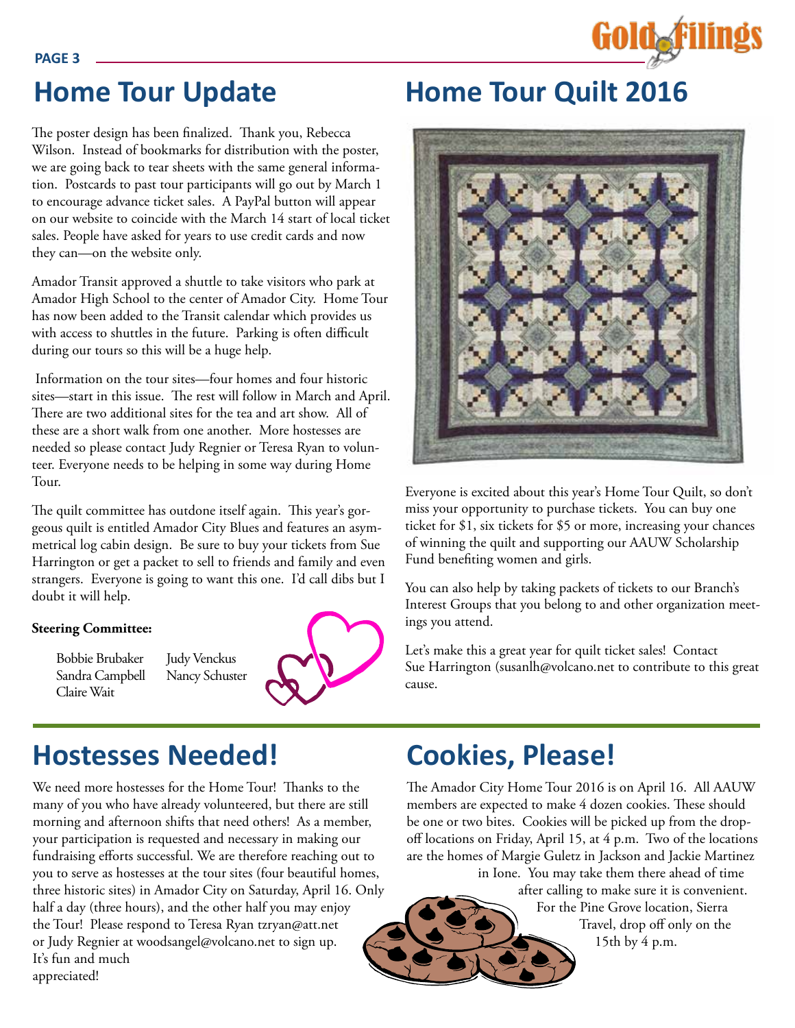## Home Tour Update

The poster design has been finalized. Thank you, Rebecca Wilson. Instead of bookmarks for distribution with the poster, we are going back to tear sheets with the same general information. Postcards to past tour participants will go out by March 1 to encourage advance ticket sales. A PayPal button will appear on our website to coincide with the March 14 start of local ticket sales. People have asked for years to use credit cards and now they can—on the website only.

Amador Transit approved a shuttle to take visitors who park at Amador High School to the center of Amador City. Home Tour has now been added to the Transit calendar which provides us with access to shuttles in the future. Parking is often difficult during our tours so this will be a huge help.

Information on the tour sites—four homes and four historic sites—start in this issue. The rest will follow in March and April. There are two additional sites for the tea and art show. All of these are a short walk from one another. More hostesses are needed so please contact Judy Regnier or Teresa Ryan to volunteer. Everyone needs to be helping in some way during Home Tour.

The quilt committee has outdone itself again. This year's gorgeous quilt is entitled Amador City Blues and features an asymmetrical log cabin design. Be sure to buy your tickets from Sue Harrington or get a packet to sell to friends and family and even strangers. Everyone is going to want this one. I'd call dibs but I doubt it will help.

**Steering Committee:**

Bobbie Brubaker
Sandra Campbell
Claire Wait
Judy Venckus
Nancy Schuster

## Home Tour Quilt 2016

Everyone is excited about this year's Home Tour Quilt, so don't miss your opportunity to purchase tickets. You can buy one ticket for $1, six tickets for $5 or more, increasing your chances of winning the quilt and supporting our AAUW Scholarship Fund benefiting women and girls.

You can also help by taking packets of tickets to our Branch's Interest Groups that you belong to and other organization meetings you attend.

Let's make this a great year for quilt ticket sales! Contact Sue Harrington (susanlh@volcano.net to contribute to this great cause.

## Hostesses Needed!

We need more hostesses for the Home Tour! Thanks to the many of you who have already volunteered, but there are still morning and afternoon shifts that need others! As a member, your participation is requested and necessary in making our fundraising efforts successful. We are therefore reaching out to you to serve as hostesses at the tour sites (four beautiful homes, three historic sites) in Amador City on Saturday, April 16. Only half a day (three hours), and the other half you may enjoy the Tour! Please respond to Teresa Ryan tzryan@att.net or Judy Regnier at woodsangel@volcano.net to sign up. It's fun and much appreciated!

## Cookies, Please!

The Amador City Home Tour 2016 is on April 16. All AAUW members are expected to make 4 dozen cookies. These should be one or two bites. Cookies will be picked up from the drop-off locations on Friday, April 15, at 4 p.m. Two of the locations are the homes of Margie Guletz in Jackson and Jackie Martinez in Ione. You may take them there ahead of time after calling to make sure it is convenient. For the Pine Grove location, Sierra Travel, drop off only on the 15th by 4 p.m.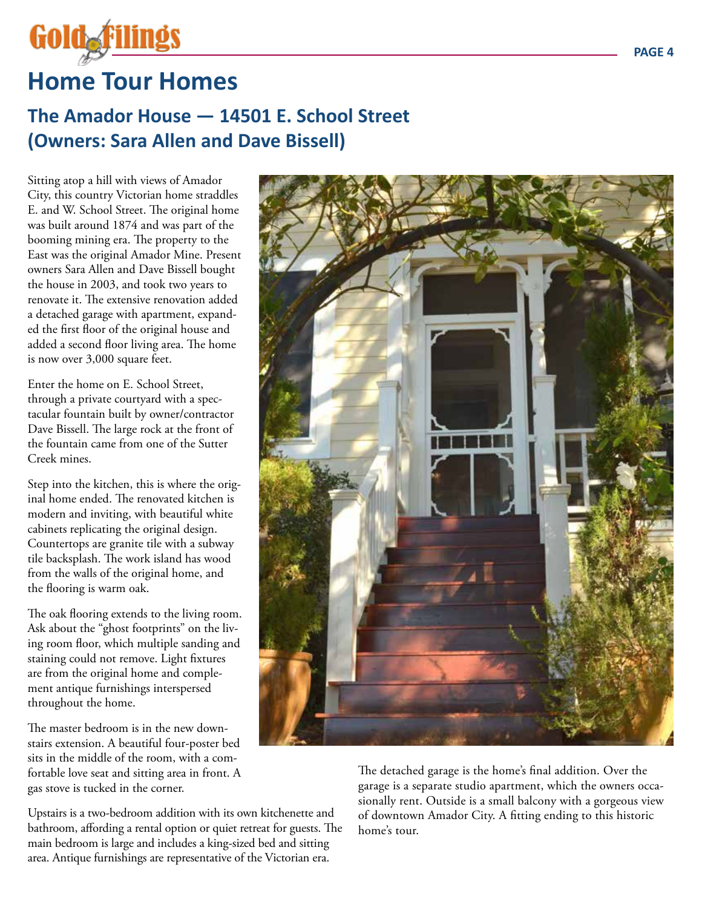# Home Tour Homes

## The Amador House — 14501 E. School Street (Owners: Sara Allen and Dave Bissell)

Sitting atop a hill with views of Amador City, this country Victorian home straddles E. and W. School Street. The original home was built around 1874 and was part of the booming mining era. The property to the East was the original Amador Mine. Present owners Sara Allen and Dave Bissell bought the house in 2003, and took two years to renovate it. The extensive renovation added a detached garage with apartment, expanded the first floor of the original house and added a second floor living area. The home is now over 3,000 square feet.

Enter the home on E. School Street, through a private courtyard with a spectacular fountain built by owner/contractor Dave Bissell. The large rock at the front of the fountain came from one of the Sutter Creek mines.

Step into the kitchen, this is where the original home ended. The renovated kitchen is modern and inviting, with beautiful white cabinets replicating the original design. Countertops are granite tile with a subway tile backsplash. The work island has wood from the walls of the original home, and the flooring is warm oak.

The oak flooring extends to the living room. Ask about the "ghost footprints" on the living room floor, which multiple sanding and staining could not remove. Light fixtures are from the original home and complement antique furnishings interspersed throughout the home.

The master bedroom is in the new downstairs extension. A beautiful four-poster bed sits in the middle of the room, with a comfortable love seat and sitting area in front. A gas stove is tucked in the corner.

Upstairs is a two-bedroom addition with its own kitchenette and bathroom, affording a rental option or quiet retreat for guests. The main bedroom is large and includes a king-sized bed and sitting area. Antique furnishings are representative of the Victorian era.

The detached garage is the home's final addition. Over the garage is a separate studio apartment, which the owners occasionally rent. Outside is a small balcony with a gorgeous view of downtown Amador City. A fitting ending to this historic home's tour.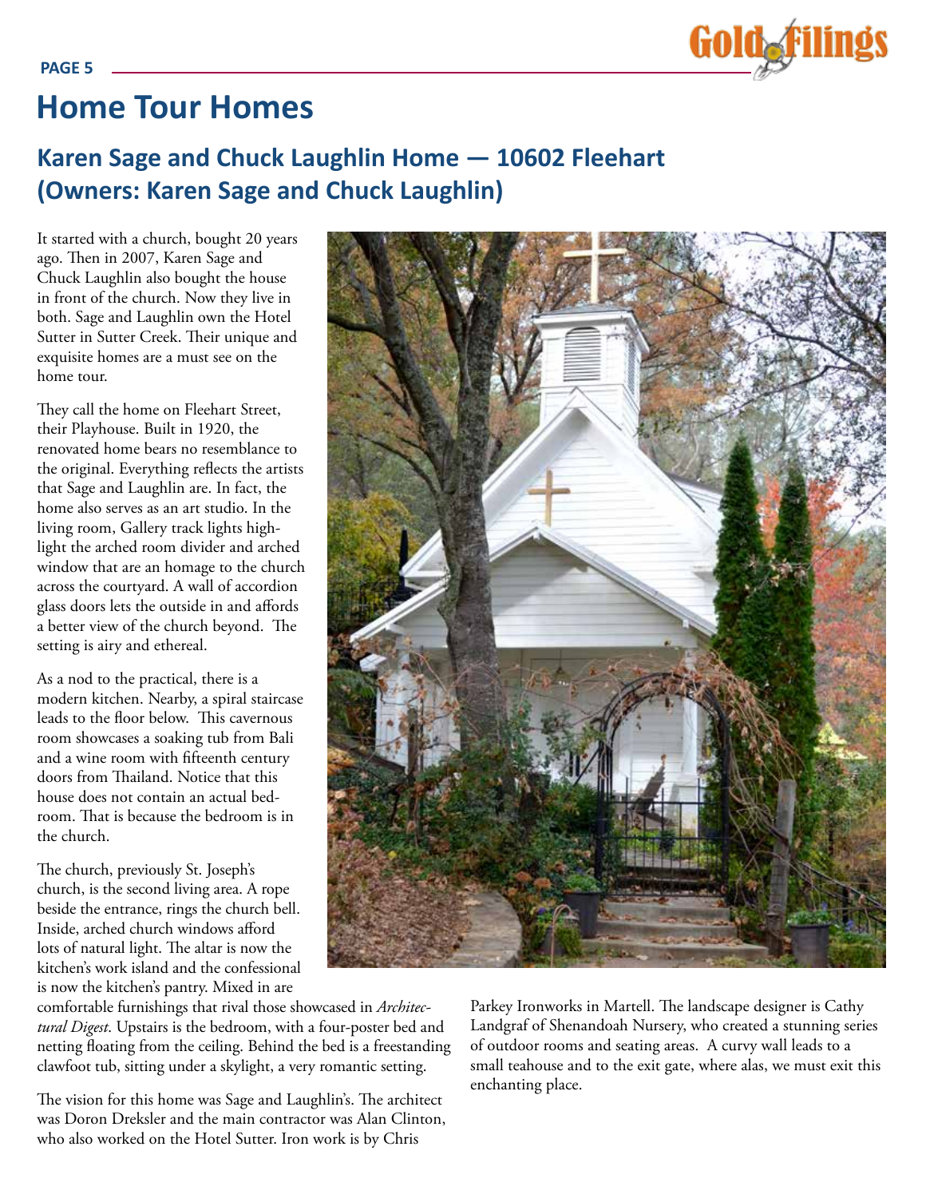# Home Tour Homes

## Karen Sage and Chuck Laughlin Home — 10602 Fleehart (Owners: Karen Sage and Chuck Laughlin)

It started with a church, bought 20 years ago. Then in 2007, Karen Sage and Chuck Laughlin also bought the house in front of the church. Now they live in both. Sage and Laughlin own the Hotel Sutter in Sutter Creek. Their unique and exquisite homes are a must see on the home tour.

They call the home on Fleehart Street, their Playhouse. Built in 1920, the renovated home bears no resemblance to the original. Everything reflects the artists that Sage and Laughlin are. In fact, the home also serves as an art studio. In the living room, Gallery track lights highlight the arched room divider and arched window that are an homage to the church across the courtyard. A wall of accordion glass doors lets the outside in and affords a better view of the church beyond. The setting is airy and ethereal.

As a nod to the practical, there is a modern kitchen. Nearby, a spiral staircase leads to the floor below. This cavernous room showcases a soaking tub from Bali and a wine room with fifteenth century doors from Thailand. Notice that this house does not contain an actual bedroom. That is because the bedroom is in the church.

The church, previously St. Joseph's church, is the second living area. A rope beside the entrance, rings the church bell. Inside, arched church windows afford lots of natural light. The altar is now the kitchen's work island and the confessional is now the kitchen's pantry. Mixed in are comfortable furnishings that rival those showcased in *Architectural Digest*. Upstairs is the bedroom, with a four-poster bed and netting floating from the ceiling. Behind the bed is a freestanding clawfoot tub, sitting under a skylight, a very romantic setting.

The vision for this home was Sage and Laughlin's. The architect was Doron Dreksler and the main contractor was Alan Clinton, who also worked on the Hotel Sutter. Iron work is by Chris Parkey Ironworks in Martell. The landscape designer is Cathy Landgraf of Shenandoah Nursery, who created a stunning series of outdoor rooms and seating areas. A curvy wall leads to a small teahouse and to the exit gate, where alas, we must exit this enchanting place.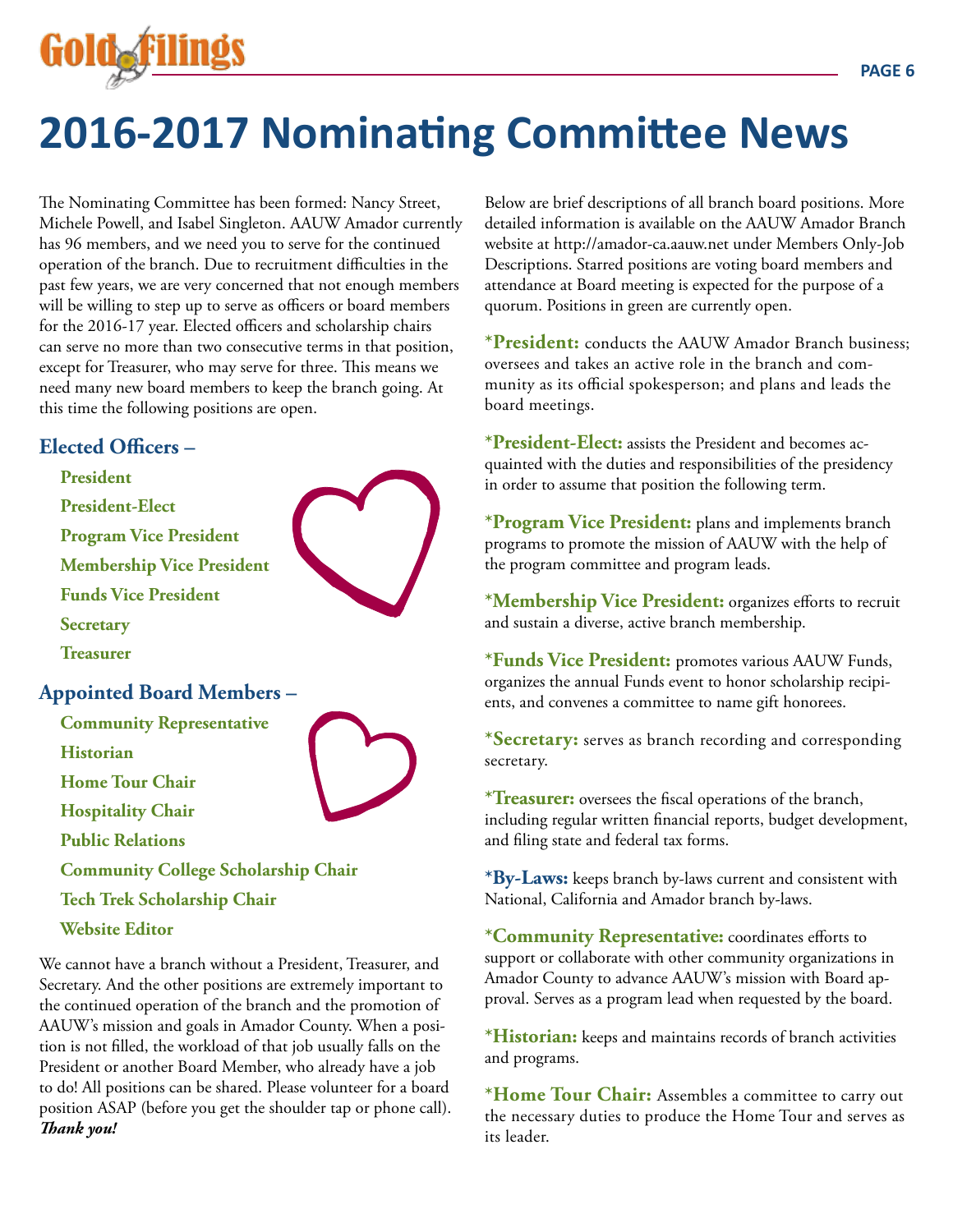# 2016-2017 Nominating Committee News

The Nominating Committee has been formed: Nancy Street, Michele Powell, and Isabel Singleton. AAUW Amador currently has 96 members, and we need you to serve for the continued operation of the branch. Due to recruitment difficulties in the past few years, we are very concerned that not enough members will be willing to step up to serve as officers or board members for the 2016-17 year. Elected officers and scholarship chairs can serve no more than two consecutive terms in that position, except for Treasurer, who may serve for three. This means we need many new board members to keep the branch going. At this time the following positions are open.

### Elected Officers –

- **President**
- **President-Elect**
- **Program Vice President**
- **Membership Vice President**
- **Funds Vice President**
- **Secretary**
- **Treasurer**

### Appointed Board Members –

- **Community Representative**
- **Historian**
- **Home Tour Chair**
- **Hospitality Chair**
- **Public Relations**
- **Community College Scholarship Chair**
- **Tech Trek Scholarship Chair**
- **Website Editor**

We cannot have a branch without a President, Treasurer, and Secretary. And the other positions are extremely important to the continued operation of the branch and the promotion of AAUW's mission and goals in Amador County. When a position is not filled, the workload of that job usually falls on the President or another Board Member, who already have a job to do! All positions can be shared. Please volunteer for a board position ASAP (before you get the shoulder tap or phone call). ***Thank you!***

Below are brief descriptions of all branch board positions. More detailed information is available on the AAUW Amador Branch website at http://amador-ca.aauw.net under Members Only-Job Descriptions. Starred positions are voting board members and attendance at Board meeting is expected for the purpose of a quorum. Positions in green are currently open.

**\*President:** conducts the AAUW Amador Branch business; oversees and takes an active role in the branch and community as its official spokesperson; and plans and leads the board meetings.

**\*President-Elect:** assists the President and becomes acquainted with the duties and responsibilities of the presidency in order to assume that position the following term.

**\*Program Vice President:** plans and implements branch programs to promote the mission of AAUW with the help of the program committee and program leads.

**\*Membership Vice President:** organizes efforts to recruit and sustain a diverse, active branch membership.

**\*Funds Vice President:** promotes various AAUW Funds, organizes the annual Funds event to honor scholarship recipients, and convenes a committee to name gift honorees.

**\*Secretary:** serves as branch recording and corresponding secretary.

**\*Treasurer:** oversees the fiscal operations of the branch, including regular written financial reports, budget development, and filing state and federal tax forms.

**\*By-Laws:** keeps branch by-laws current and consistent with National, California and Amador branch by-laws.

**\*Community Representative:** coordinates efforts to support or collaborate with other community organizations in Amador County to advance AAUW's mission with Board approval. Serves as a program lead when requested by the board.

**\*Historian:** keeps and maintains records of branch activities and programs.

**\*Home Tour Chair:** Assembles a committee to carry out the necessary duties to produce the Home Tour and serves as its leader.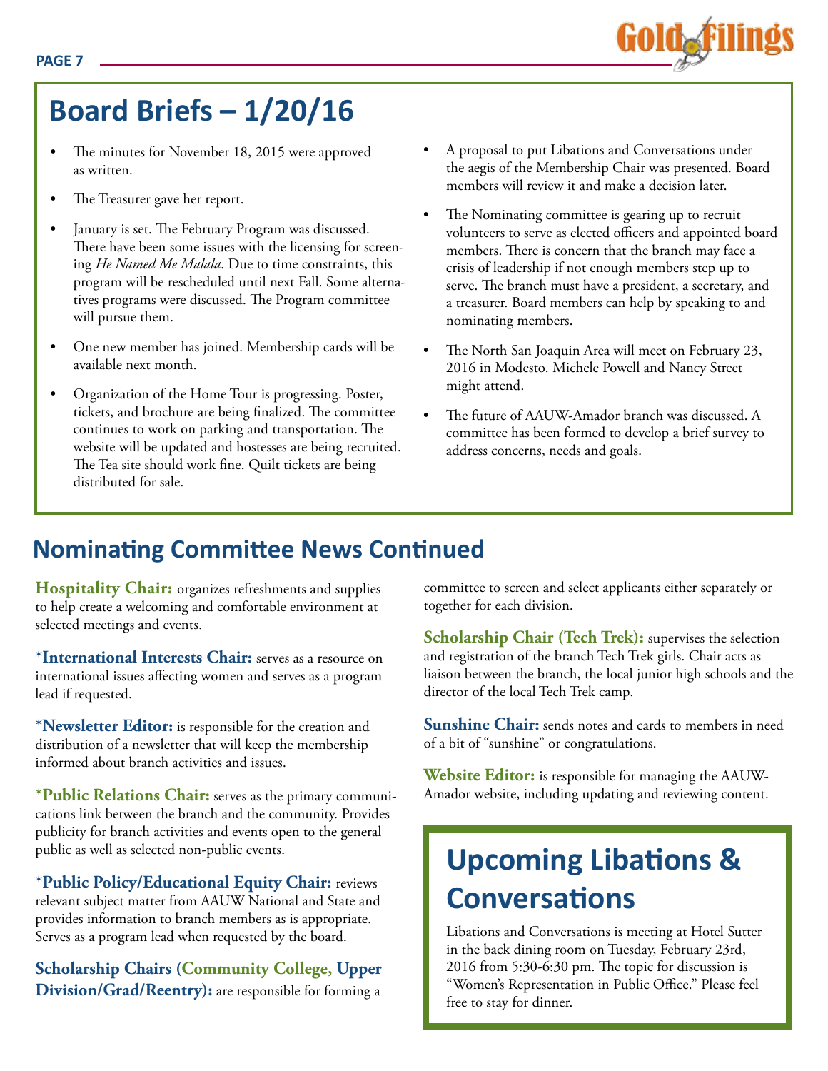# Board Briefs – 1/20/16

- The minutes for November 18, 2015 were approved as written.
- The Treasurer gave her report.
- January is set. The February Program was discussed. There have been some issues with the licensing for screening *He Named Me Malala*. Due to time constraints, this program will be rescheduled until next Fall. Some alternatives programs were discussed. The Program committee will pursue them.
- One new member has joined. Membership cards will be available next month.
- Organization of the Home Tour is progressing. Poster, tickets, and brochure are being finalized. The committee continues to work on parking and transportation. The website will be updated and hostesses are being recruited. The Tea site should work fine. Quilt tickets are being distributed for sale.
- A proposal to put Libations and Conversations under the aegis of the Membership Chair was presented. Board members will review it and make a decision later.
- The Nominating committee is gearing up to recruit volunteers to serve as elected officers and appointed board members. There is concern that the branch may face a crisis of leadership if not enough members step up to serve. The board must have a president, a secretary, and a treasurer. Board members can help by speaking to and nominating members.
- The North San Joaquin Area will meet on February 23, 2016 in Modesto. Michele Powell and Nancy Street might attend.
- The future of AAUW-Amador branch was discussed. A committee has been formed to develop a brief survey to address concerns, needs and goals.

## Nominating Committee News Continued

**Hospitality Chair:** organizes refreshments and supplies to help create a welcoming and comfortable environment at selected meetings and events.

**\*International Interests Chair:** serves as a resource on international issues affecting women and serves as a program lead if requested.

**\*Newsletter Editor:** is responsible for the creation and distribution of a newsletter that will keep the membership informed about branch activities and issues.

**\*Public Relations Chair:** serves as the primary communications link between the branch and the community. Provides publicity for branch activities and events open to the general public as well as selected non-public events.

**\*Public Policy/Educational Equity Chair:** reviews relevant subject matter from AAUW National and State and provides information to branch members as is appropriate. Serves as a program lead when requested by the board.

**Scholarship Chairs (Community College, Upper Division/Grad/Reentry):** are responsible for forming a committee to screen and select applicants either separately or together for each division.

**Scholarship Chair (Tech Trek):** supervises the selection and registration of the branch Tech Trek girls. Chair acts as liaison between the branch, the local junior high schools and the director of the local Tech Trek camp.

**Sunshine Chair:** sends notes and cards to members in need of a bit of "sunshine" or congratulations.

**Website Editor:** is responsible for managing the AAUW-Amador website, including updating and reviewing content.

## Upcoming Libations & Conversations

Libations and Conversations is meeting at Hotel Sutter in the back dining room on Tuesday, February 23rd, 2016 from 5:30-6:30 pm. The topic for discussion is "Women's Representation in Public Office." Please feel free to stay for dinner.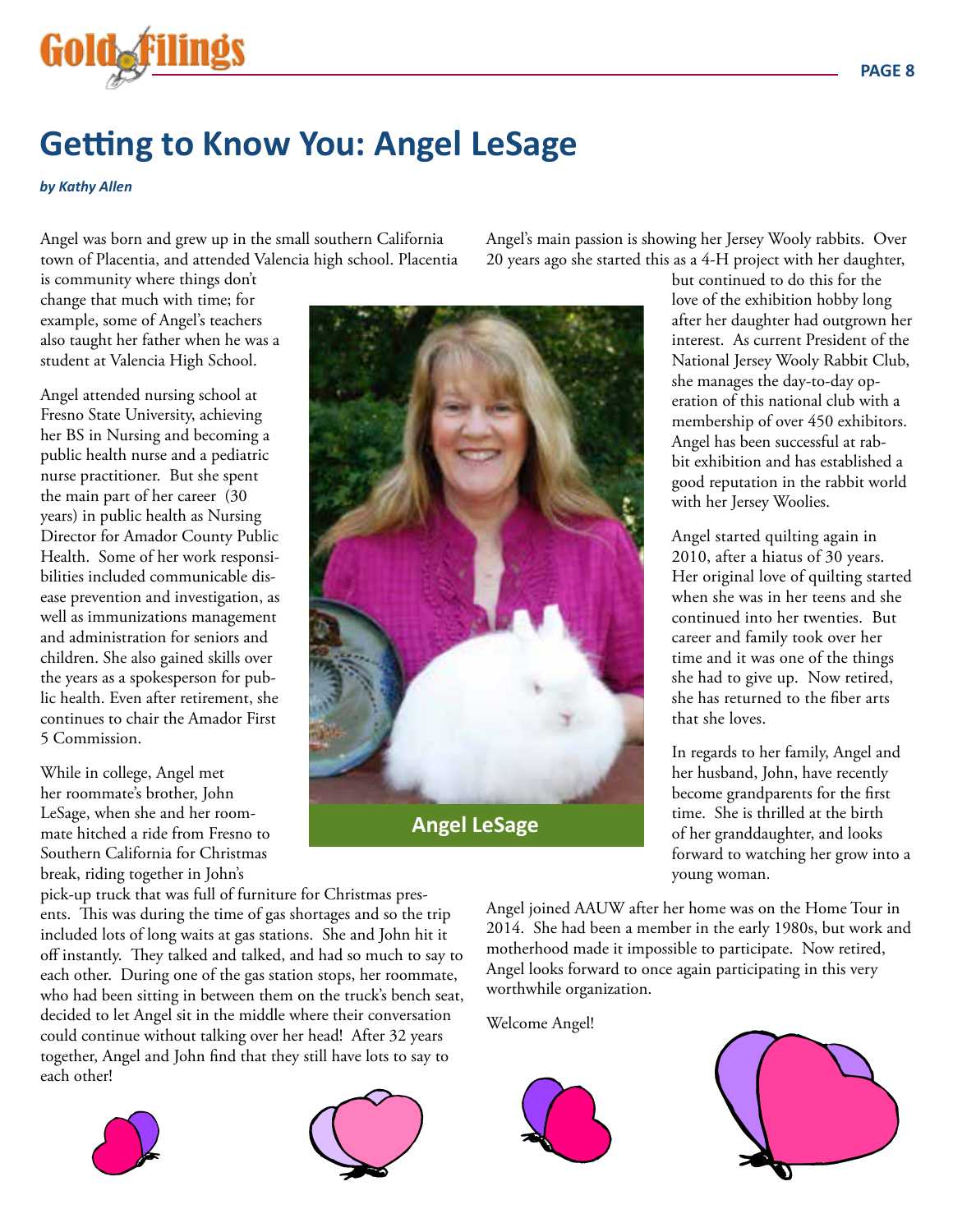# Getting to Know You: Angel LeSage

***by Kathy Allen***

Angel was born and grew up in the small southern California town of Placentia, and attended Valencia high school. Placentia is community where things don't change that much with time; for example, some of Angel's teachers also taught her father when he was a student at Valencia High School.

Angel attended nursing school at Fresno State University, achieving her BS in Nursing and becoming a public health nurse and a pediatric nurse practitioner. But she spent the main part of her career (30 years) in public health as Nursing Director for Amador County Public Health. Some of her work responsibilities included communicable disease prevention and investigation, as well as immunizations management and administration for seniors and children. She also gained skills over the years as a spokesperson for public health. Even after retirement, she continues to chair the Amador First 5 Commission.

While in college, Angel met her roommate's brother, John LeSage, when she and her roommate hitched a ride from Fresno to Southern California for Christmas break, riding together in John's pick-up truck that was full of furniture for Christmas presents. This was during the time of gas shortages and so the trip included lots of long waits at gas stations. She and John hit it off instantly. They talked and talked, and had so much to say to each other. During one of the gas station stops, her roommate, who had been sitting in between them on the truck's bench seat, decided to let Angel sit in the middle where their conversation could continue without talking over her head! After 32 years together, Angel and John find that they still have lots to say to each other!

**Angel LeSage**

Angel's main passion is showing her Jersey Wooly rabbits. Over 20 years ago she started this as a 4-H project with her daughter, but continued to do this for the love of the exhibition hobby long after her daughter had outgrown her interest. As current President of the National Jersey Wooly Rabbit Club, she manages the day-to-day operation of this national club with a membership of over 450 exhibitors. Angel has been successful at rabbit exhibition and has established a good reputation in the rabbit world with her Jersey Woolies.

Angel started quilting again in 2010, after a hiatus of 30 years. Her original love of quilting started when she was in her teens and she continued into her twenties. But career and family took over her time and it was one of the things she had to give up. Now retired, she has returned to the fiber arts that she loves.

In regards to her family, Angel and her husband, John, have recently become grandparents for the first time. She is thrilled at the birth of her granddaughter, and looks forward to watching her grow into a young woman.

Angel joined AAUW after her home was on the Home Tour in 2014. She had been a member in the early 1980s, but work and motherhood made it impossible to participate. Now retired, Angel looks forward to once again participating in this very worthwhile organization.

Welcome Angel!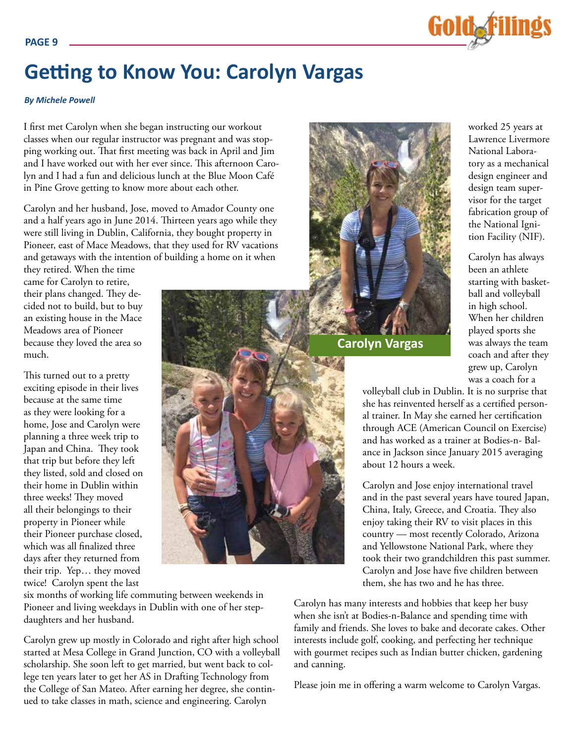# Getting to Know You: Carolyn Vargas

***By Michele Powell***

I first met Carolyn when she began instructing our workout classes when our regular instructor was pregnant and was stopping working out. That first meeting was back in April and Jim and I have worked out with her ever since. This afternoon Carolyn and I had a fun and delicious lunch at the Blue Moon Café in Pine Grove getting to know more about each other.

Carolyn and her husband, Jose, moved to Amador County one and a half years ago in June 2014. Thirteen years ago while they were still living in Dublin, California, they bought property in Pioneer, east of Mace Meadows, that they used for RV vacations and getaways with the intention of building a home on it when they retired. When the time came for Carolyn to retire, their plans changed. They decided not to build, but to buy an existing house in the Mace Meadows area of Pioneer because they loved the area so much.

This turned out to a pretty exciting episode in their lives because at the same time as they were looking for a home, Jose and Carolyn were planning a three week trip to Japan and China. They took that trip but before they left they listed, sold and closed on their home in Dublin within three weeks! They moved all their belongings to their property in Pioneer while their Pioneer purchase closed, which was all finalized three days after they returned from their trip. Yep… they moved twice! Carolyn spent the last six months of working life commuting between weekends in Pioneer and living weekdays in Dublin with one of her stepdaughters and her husband.

Carolyn grew up mostly in Colorado and right after high school started at Mesa College in Grand Junction, CO with a volleyball scholarship. She soon left to get married, but went back to college ten years later to get her AS in Drafting Technology from the College of San Mateo. After earning her degree, she continued to take classes in math, science and engineering. Carolyn worked 25 years at Lawrence Livermore National Laboratory as a mechanical design engineer and design team supervisor for the target fabrication group of the National Ignition Facility (NIF).

**Carolyn Vargas**

Carolyn has always been an athlete starting with basketball and volleyball in high school. When her children played sports she was always the team coach and after they grew up, Carolyn was a coach for a volleyball club in Dublin. It is no surprise that she has reinvented herself as a certified personal trainer. In May she earned her certification through ACE (American Council on Exercise) and has worked as a trainer at Bodies-n- Balance in Jackson since January 2015 averaging about 12 hours a week.

Carolyn and Jose enjoy international travel and in the past several years have toured Japan, China, Italy, Greece, and Croatia. They also enjoy taking their RV to visit places in this country — most recently Colorado, Arizona and Yellowstone National Park, where they took their two grandchildren this past summer. Carolyn and Jose have five children between them, she has two and he has three.

Carolyn has many interests and hobbies that keep her busy when she isn't at Bodies-n-Balance and spending time with family and friends. She loves to bake and decorate cakes. Other interests include golf, cooking, and perfecting her technique with gourmet recipes such as Indian butter chicken, gardening and canning.

Please join me in offering a warm welcome to Carolyn Vargas.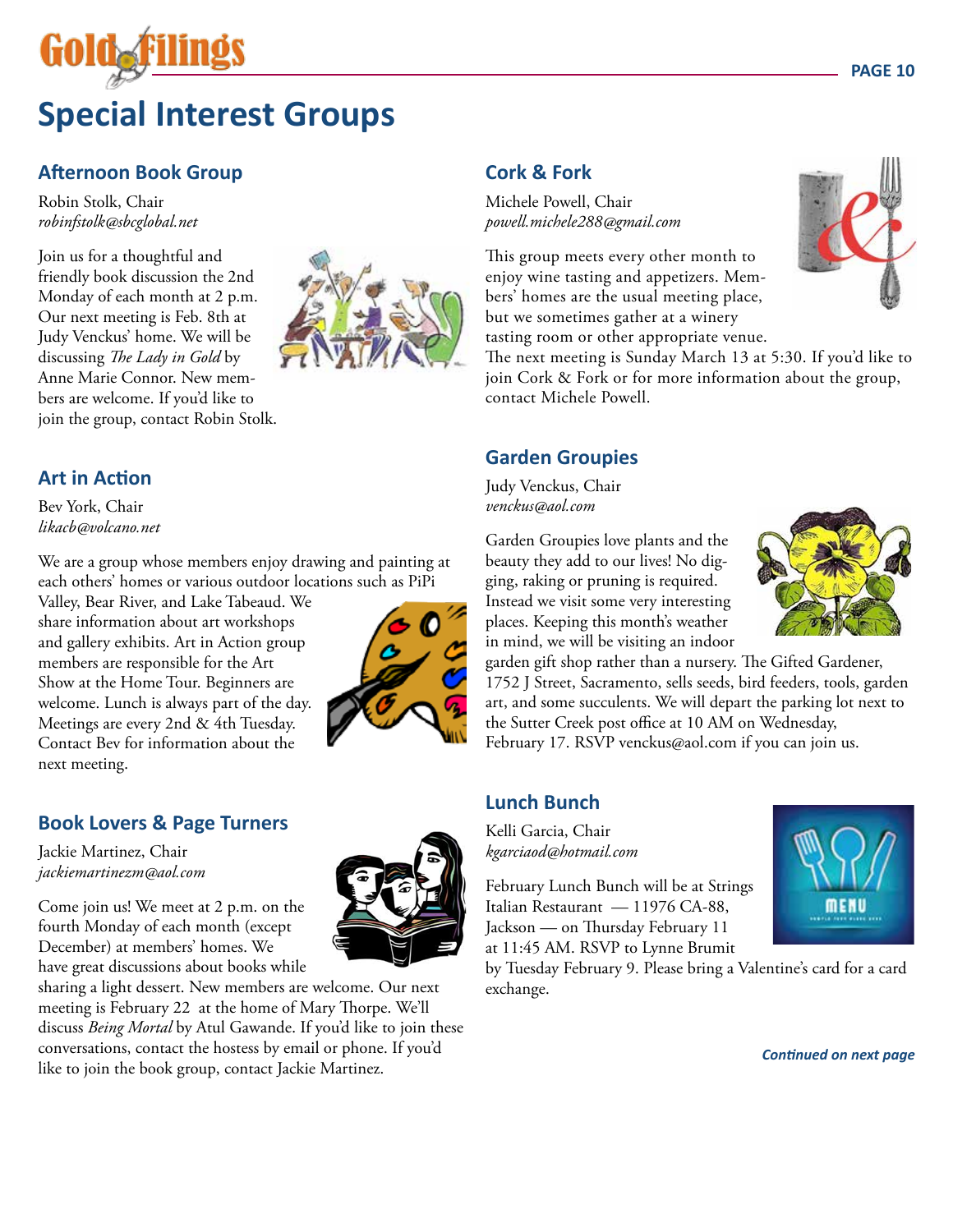# Special Interest Groups

## Afternoon Book Group

Robin Stolk, Chair
*robinfstolk@sbcglobal.net*

Join us for a thoughtful and friendly book discussion the 2nd Monday of each month at 2 p.m. Our next meeting is Feb. 8th at Judy Venckus' home. We will be discussing *The Lady in Gold* by Anne Marie Connor. New members are welcome. If you'd like to join the group, contact Robin Stolk.

## Art in Action

Bev York, Chair
*likacb@volcano.net*

We are a group whose members enjoy drawing and painting at each others' homes or various outdoor locations such as PiPi Valley, Bear River, and Lake Tabeaud. We share information about art workshops and gallery exhibits. Art in Action group members are responsible for the Art Show at the Home Tour. Beginners are welcome. Lunch is always part of the day. Meetings are every 2nd & 4th Tuesday. Contact Bev for information about the next meeting.

## Book Lovers & Page Turners

Jackie Martinez, Chair
*jackiemartinezm@aol.com*

Come join us! We meet at 2 p.m. on the fourth Monday of each month (except December) at members' homes. We have great discussions about books while sharing a light dessert. New members are welcome. Our next meeting is February 22 at the home of Mary Thorpe. We'll discuss *Being Mortal* by Atul Gawande. If you'd like to join these conversations, contact the hostess by email or phone. If you'd like to join the book group, contact Jackie Martinez.

## Cork & Fork

Michele Powell, Chair
*powell.michele288@gmail.com*

This group meets every other month to enjoy wine tasting and appetizers. Members' homes are the usual meeting place, but we sometimes gather at a winery tasting room or other appropriate venue. The next meeting is Sunday March 13 at 5:30. If you'd like to join Cork & Fork or for more information about the group, contact Michele Powell.

## Garden Groupies

Judy Venckus, Chair
*venckus@aol.com*

Garden Groupies love plants and the beauty they add to our lives! No digging, raking or pruning is required. Instead we visit some very interesting places. Keeping this month's weather in mind, we will be visiting an indoor garden gift shop rather than a nursery. The Gifted Gardener, 1752 J Street, Sacramento, sells seeds, bird feeders, tools, garden art, and some succulents. We will depart the parking lot next to the Sutter Creek post office at 10 AM on Wednesday, February 17. RSVP venckus@aol.com if you can join us.

## Lunch Bunch

Kelli Garcia, Chair
*kgarciaod@hotmail.com*

February Lunch Bunch will be at Strings Italian Restaurant — 11976 CA-88, Jackson — on Thursday February 11 at 11:45 AM. RSVP to Lynne Brumit by Tuesday February 9. Please bring a Valentine's card for a card exchange.

***Continued on next page***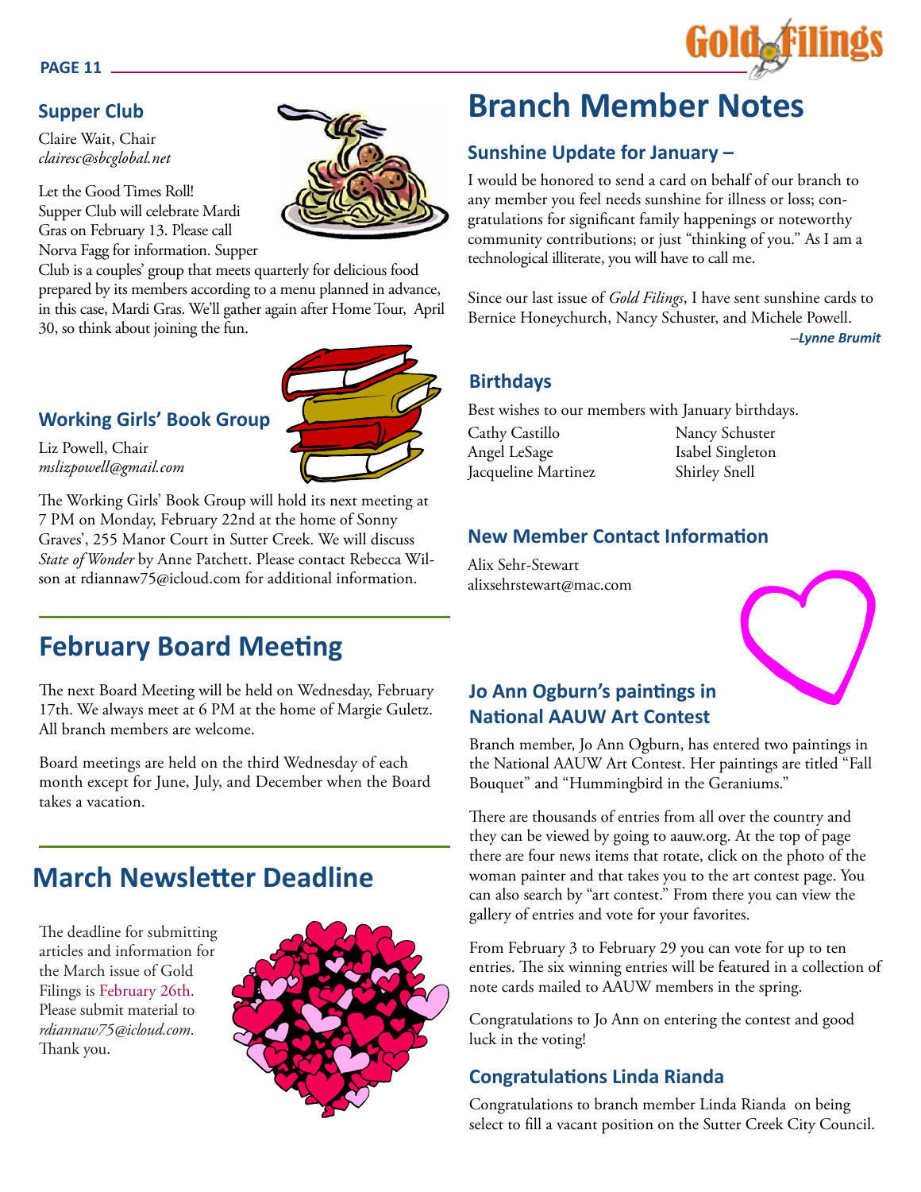## Supper Club

Claire Wait, Chair
*clairesc@sbcglobal.net*

Let the Good Times Roll! Supper Club will celebrate Mardi Gras on February 13. Please call Norva Fagg for information. Supper Club is a couples' group that meets quarterly for delicious food prepared by its members according to a menu planned in advance, in this case, Mardi Gras. We'll gather again after Home Tour, April 30, so think about joining the fun.

## Working Girls' Book Group

Liz Powell, Chair
*mslizpowell@gmail.com*

The Working Girls' Book Group will hold its next meeting at 7 PM on Monday, February 22nd at the home of Sonny Graves', 255 Manor Court in Sutter Creek. We will discuss *State of Wonder* by Anne Patchett. Please contact Rebecca Wilson at rdiannaw75@icloud.com for additional information.

# February Board Meeting

The next Board Meeting will be held on Wednesday, February 17th. We always meet at 6 PM at the home of Margie Guletz. All branch members are welcome.

Board meetings are held on the third Wednesday of each month except for June, July, and December when the Board takes a vacation.

# March Newsletter Deadline

The deadline for submitting articles and information for the March issue of Gold Filings is February 26th. Please submit material to *rdiannaw75@icloud.com*. Thank you.

# Branch Member Notes

## Sunshine Update for January –

I would be honored to send a card on behalf of our branch to any member you feel needs sunshine for illness or loss; congratulations for significant family happenings or noteworthy community contributions; or just "thinking of you." As I am a technological illiterate, you will have to call me.

Since our last issue of *Gold Filings*, I have sent sunshine cards to Bernice Honeychurch, Nancy Schuster, and Michele Powell.

*–Lynne Brumit*

## Birthdays

Best wishes to our members with January birthdays.

Cathy Castillo
Angel LeSage
Jacqueline Martinez
Nancy Schuster
Isabel Singleton
Shirley Snell

## New Member Contact Information

Alix Sehr-Stewart
alixsehrstewart@mac.com

## Jo Ann Ogburn's paintings in National AAUW Art Contest

Branch member, Jo Ann Ogburn, has entered two paintings in the National AAUW Art Contest. Her paintings are titled "Fall Bouquet" and "Hummingbird in the Geraniums."

There are thousands of entries from all over the country and they can be viewed by going to aauw.org. At the top of page there are four news items that rotate, click on the photo of the woman painter and that takes you to the art contest page. You can also search by "art contest." From there you can view the gallery of entries and vote for your favorites.

From February 3 to February 29 you can vote for up to ten entries. The six winning entries will be featured in a collection of note cards mailed to AAUW members in the spring.

Congratulations to Jo Ann on entering the contest and good luck in the voting!

## Congratulations Linda Rianda

Congratulations to branch member Linda Rianda on being select to fill a vacant position on the Sutter Creek City Council.